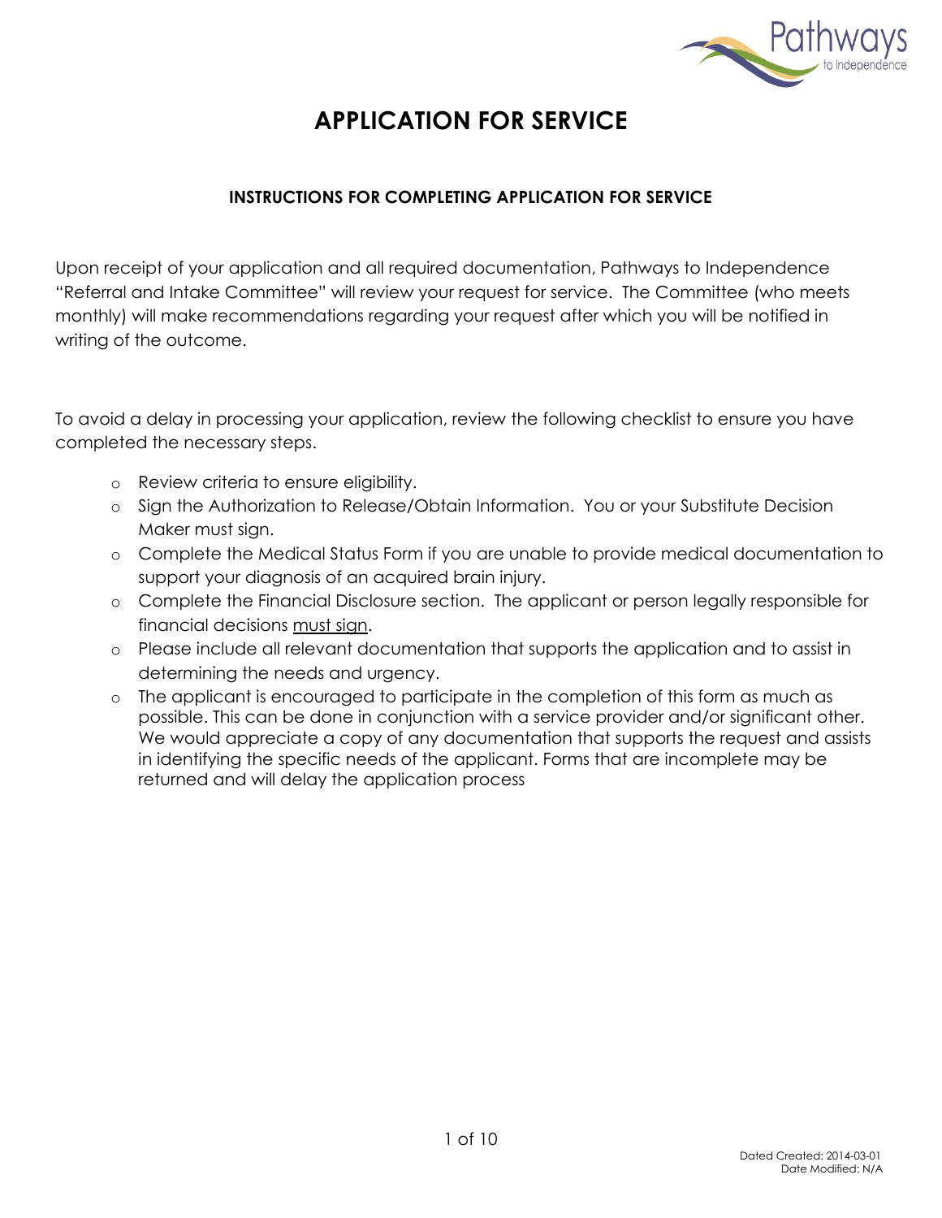# APPLICATION FOR SERVICE

### INSTRUCTIONS FOR COMPLETING APPLICATION FOR SERVICE

Upon receipt of your application and all required documentation, Pathways to Independence "Referral and Intake Committee" will review your request for service. The Committee (who meets monthly) will make recommendations regarding your request after which you will be notified in writing of the outcome.

To avoid a delay in processing your application, review the following checklist to ensure you have completed the necessary steps.

- Review criteria to ensure eligibility.
- Sign the Authorization to Release/Obtain Information. You or your Substitute Decision Maker must sign.
- Complete the Medical Status Form if you are unable to provide medical documentation to support your diagnosis of an acquired brain injury.
- Complete the Financial Disclosure section. The applicant or person legally responsible for financial decisions <u>must sign</u>.
- Please include all relevant documentation that supports the application and to assist in determining the needs and urgency.
- The applicant is encouraged to participate in the completion of this form as much as possible. This can be done in conjunction with a service provider and/or significant other. We would appreciate a copy of any documentation that supports the request and assists in identifying the specific needs of the applicant. Forms that are incomplete may be returned and will delay the application process

Dated Created: 2014-03-01
Date Modified: N/A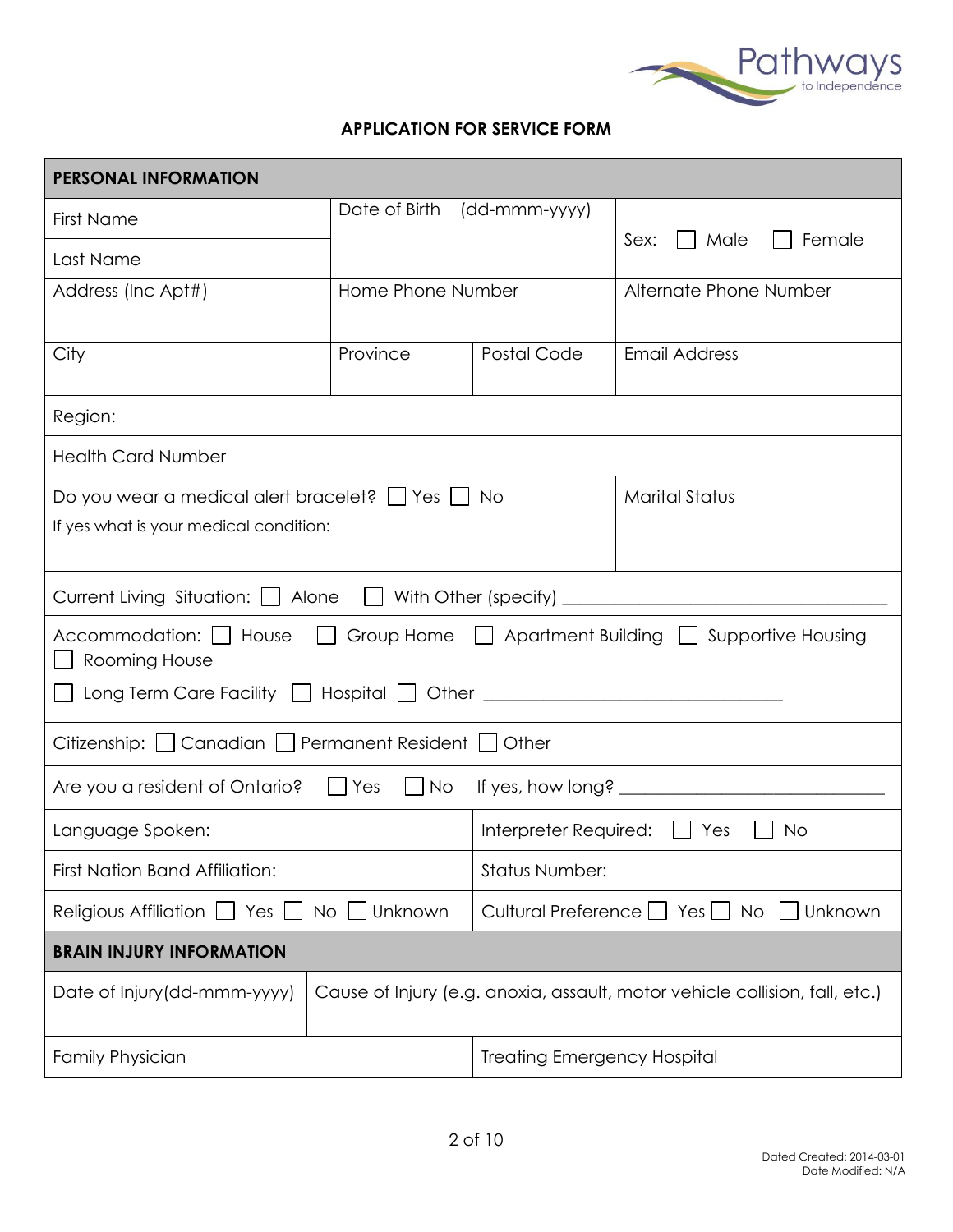Pathways to Independence

## APPLICATION FOR SERVICE FORM

| PERSONAL INFORMATION | | | |
|---|---|---|---|
| First Name | Date of Birth (dd-mmm-yyyy) | | Sex: ☐ Male ☐ Female |
| Last Name | | | |
| Address (Inc Apt#) | Home Phone Number | | Alternate Phone Number |
| City | Province | Postal Code | Email Address |
| Region: | | | |
| Health Card Number | | | |
| Do you wear a medical alert bracelet? ☐ Yes ☐ No<br>If yes what is your medical condition: | | | Marital Status |
| Current Living Situation: ☐ Alone ☐ With Other (specify) ___________________________ | | | |
| Accommodation: ☐ House ☐ Group Home ☐ Apartment Building ☐ Supportive Housing ☐ Rooming House<br>☐ Long Term Care Facility ☐ Hospital ☐ Other ___________________________ | | | |
| Citizenship: ☐ Canadian ☐ Permanent Resident ☐ Other | | | |
| Are you a resident of Ontario? ☐ Yes ☐ No If yes, how long? ______________________ | | | |
| Language Spoken: | | Interpreter Required: ☐ Yes ☐ No | |
| First Nation Band Affiliation: | | Status Number: | |
| Religious Affiliation ☐ Yes ☐ No ☐ Unknown | | Cultural Preference ☐ Yes ☐ No ☐ Unknown | |

| BRAIN INJURY INFORMATION | |
|---|---|
| Date of Injury(dd-mmm-yyyy) | Cause of Injury (e.g. anoxia, assault, motor vehicle collision, fall, etc.) |
| Family Physician | Treating Emergency Hospital |

Dated Created: 2014-03-01
Date Modified: N/A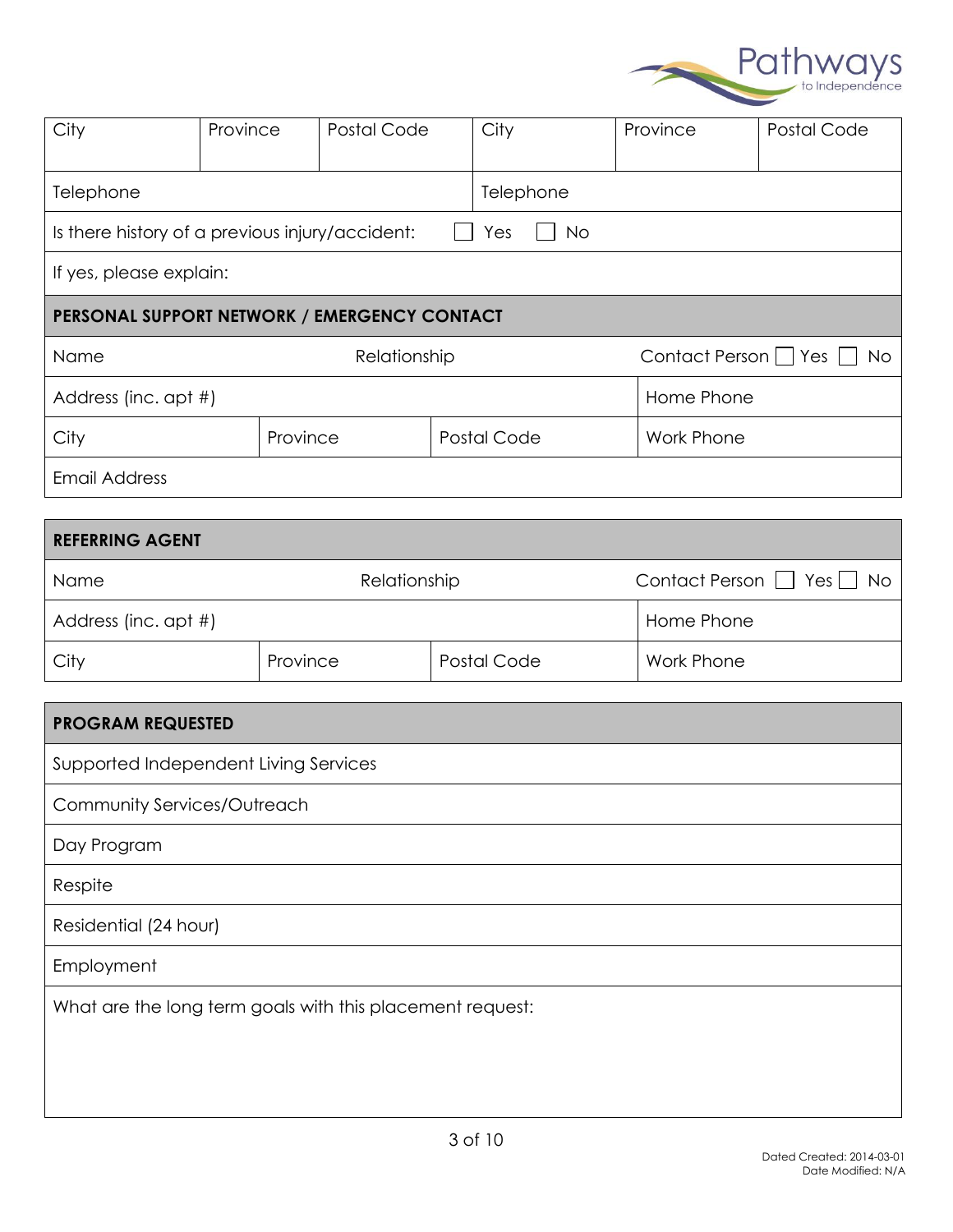| City | Province | Postal Code | City | Province | Postal Code |
|---|---|---|---|---|---|
| Telephone | | | Telephone | | |

Is there history of a previous injury/accident: ☐ Yes ☐ No

If yes, please explain:

| PERSONAL SUPPORT NETWORK / EMERGENCY CONTACT | | | |
|---|---|---|---|
| Name | Relationship | | Contact Person ☐ Yes ☐ No |
| Address (inc. apt #) | | | Home Phone |
| City | Province | Postal Code | Work Phone |
| Email Address | | | |

| REFERRING AGENT | | | |
|---|---|---|---|
| Name | Relationship | | Contact Person ☐ Yes ☐ No |
| Address (inc. apt #) | | | Home Phone |
| City | Province | Postal Code | Work Phone |

| PROGRAM REQUESTED |
|---|
| Supported Independent Living Services |
| Community Services/Outreach |
| Day Program |
| Respite |
| Residential (24 hour) |
| Employment |
| What are the long term goals with this placement request: |

Dated Created: 2014-03-01
Date Modified: N/A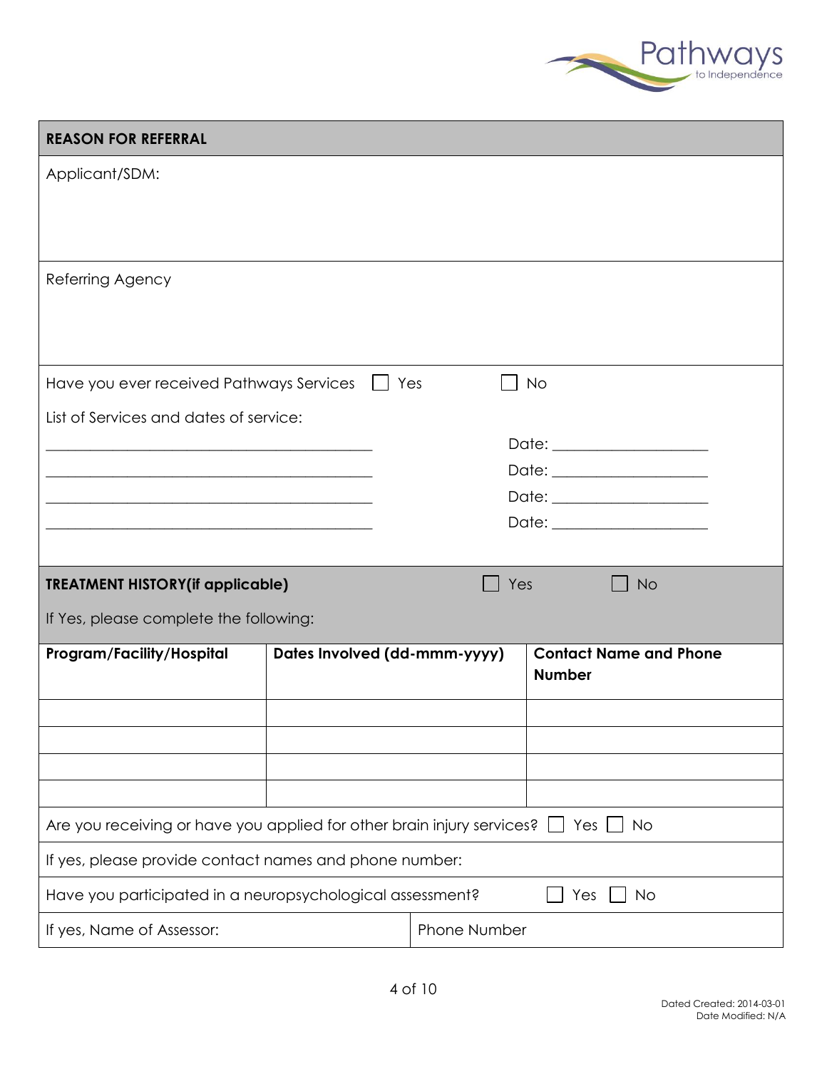## REASON FOR REFERRAL

Applicant/SDM:

Referring Agency

Have you ever received Pathways Services ☐ Yes ☐ No

List of Services and dates of service:

\_\_\_\_\_\_\_\_\_\_\_\_\_\_\_\_\_\_\_\_\_\_\_\_\_\_\_\_\_\_\_\_\_\_\_\_\_\_\_\_ Date: \_\_\_\_\_\_\_\_\_\_\_\_\_\_\_\_\_\_\_\_

\_\_\_\_\_\_\_\_\_\_\_\_\_\_\_\_\_\_\_\_\_\_\_\_\_\_\_\_\_\_\_\_\_\_\_\_\_\_\_\_ Date: \_\_\_\_\_\_\_\_\_\_\_\_\_\_\_\_\_\_\_\_

\_\_\_\_\_\_\_\_\_\_\_\_\_\_\_\_\_\_\_\_\_\_\_\_\_\_\_\_\_\_\_\_\_\_\_\_\_\_\_\_ Date: \_\_\_\_\_\_\_\_\_\_\_\_\_\_\_\_\_\_\_\_

\_\_\_\_\_\_\_\_\_\_\_\_\_\_\_\_\_\_\_\_\_\_\_\_\_\_\_\_\_\_\_\_\_\_\_\_\_\_\_\_ Date: \_\_\_\_\_\_\_\_\_\_\_\_\_\_\_\_\_\_\_\_

## TREATMENT HISTORY(if applicable) ☐ Yes ☐ No

If Yes, please complete the following:

| **Program/Facility/Hospital** | **Dates Involved (dd-mmm-yyyy)** | **Contact Name and Phone Number** |
|---|---|---|
| | | |
| | | |
| | | |
| | | |

Are you receiving or have you applied for other brain injury services? ☐ Yes ☐ No

If yes, please provide contact names and phone number:

Have you participated in a neuropsychological assessment? ☐ Yes ☐ No

| If yes, Name of Assessor: | Phone Number |
|---|---|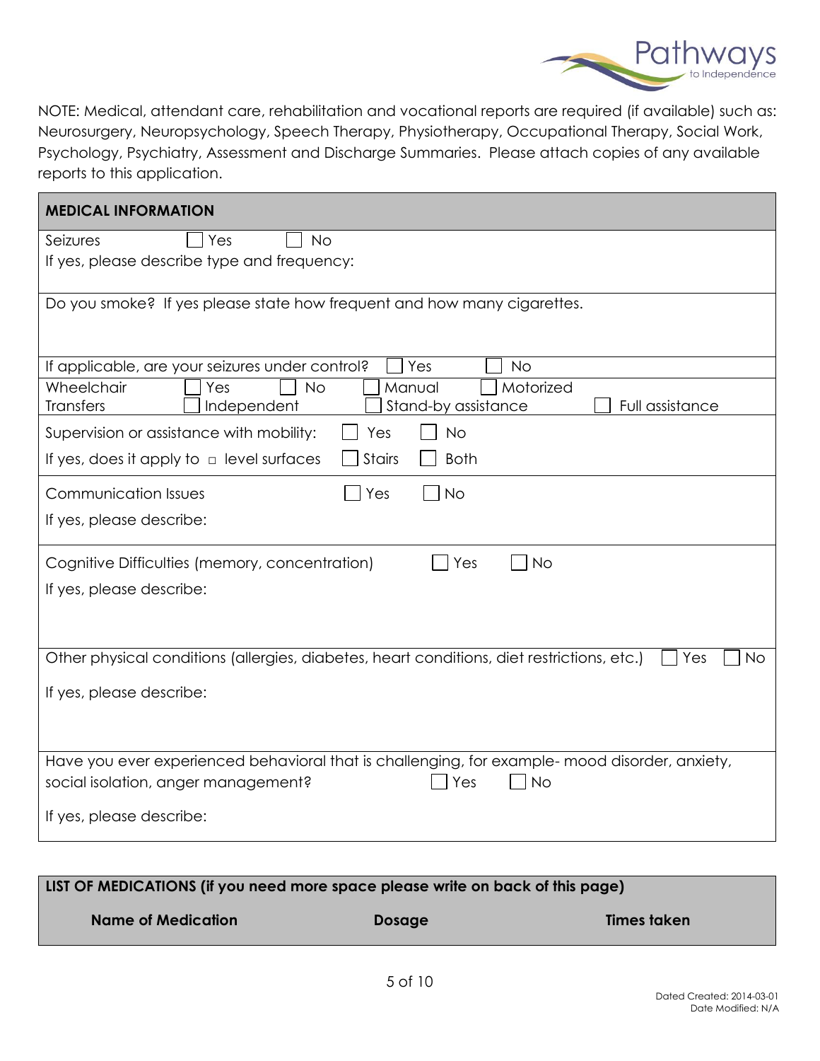NOTE: Medical, attendant care, rehabilitation and vocational reports are required (if available) such as: Neurosurgery, Neuropsychology, Speech Therapy, Physiotherapy, Occupational Therapy, Social Work, Psychology, Psychiatry, Assessment and Discharge Summaries. Please attach copies of any available reports to this application.

| **MEDICAL INFORMATION** |
|---|
| Seizures ☐ Yes ☐ No<br>If yes, please describe type and frequency: |
| Do you smoke? If yes please state how frequent and how many cigarettes. |
| If applicable, are your seizures under control? ☐ Yes ☐ No |
| Wheelchair ☐ Yes ☐ No ☐ Manual ☐ Motorized<br>Transfers ☐ Independent ☐ Stand-by assistance ☐ Full assistance |
| Supervision or assistance with mobility: ☐ Yes ☐ No<br>If yes, does it apply to ☐ level surfaces ☐ Stairs ☐ Both |
| Communication Issues ☐ Yes ☐ No<br>If yes, please describe: |
| Cognitive Difficulties (memory, concentration) ☐ Yes ☐ No<br>If yes, please describe: |
| Other physical conditions (allergies, diabetes, heart conditions, diet restrictions, etc.) ☐ Yes ☐ No<br>If yes, please describe: |
| Have you ever experienced behavioral that is challenging, for example- mood disorder, anxiety, social isolation, anger management? ☐ Yes ☐ No<br>If yes, please describe: |

| **LIST OF MEDICATIONS (if you need more space please write on back of this page)** | | |
|---|---|---|
| **Name of Medication** | **Dosage** | **Times taken** |

Dated Created: 2014-03-01
Date Modified: N/A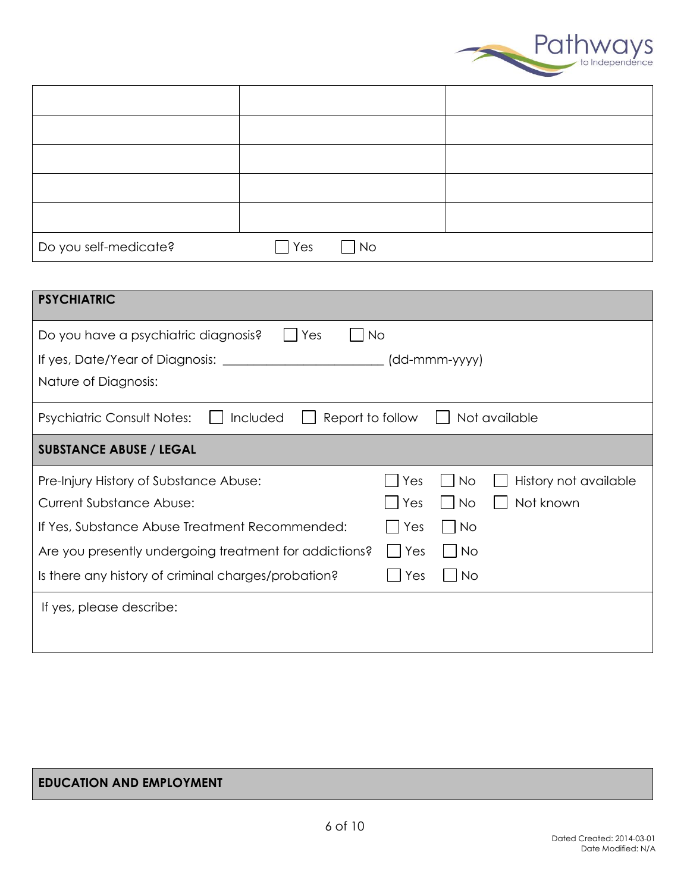| | | |
|---|---|---|
| | | |
| | | |
| | | |
| | | |
| | | |
| Do you self-medicate? | ☐ Yes ☐ No | |

| **PSYCHIATRIC** |
|---|
| Do you have a psychiatric diagnosis? ☐ Yes ☐ No<br>If yes, Date/Year of Diagnosis: _______________________ (dd-mmm-yyyy)<br>Nature of Diagnosis: |
| Psychiatric Consult Notes: ☐ Included ☐ Report to follow ☐ Not available |

| **SUBSTANCE ABUSE / LEGAL** | |
|---|---|
| Pre-Injury History of Substance Abuse: | ☐ Yes ☐ No ☐ History not available |
| Current Substance Abuse: | ☐ Yes ☐ No ☐ Not known |
| If Yes, Substance Abuse Treatment Recommended: | ☐ Yes ☐ No |
| Are you presently undergoing treatment for addictions? | ☐ Yes ☐ No |
| Is there any history of criminal charges/probation? | ☐ Yes ☐ No |
| If yes, please describe: | |

| **EDUCATION AND EMPLOYMENT** |
|---|

Dated Created: 2014-03-01
Date Modified: N/A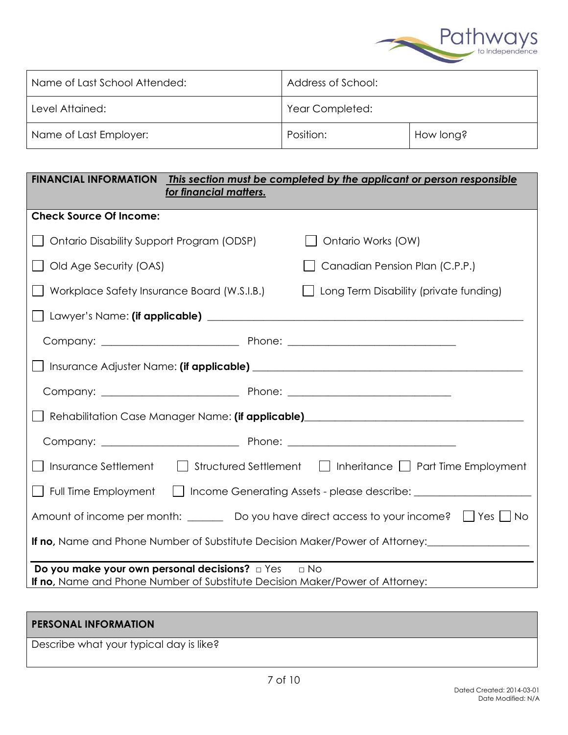| Name of Last School Attended: | Address of School: | |
|---|---|---|
| Level Attained: | Year Completed: | |
| Name of Last Employer: | Position: | How long? |

## FINANCIAL INFORMATION *This section must be completed by the applicant or person responsible for financial matters.*

**Check Source Of Income:**

☐ Ontario Disability Support Program (ODSP) ☐ Ontario Works (OW)

☐ Old Age Security (OAS) ☐ Canadian Pension Plan (C.P.P.)

☐ Workplace Safety Insurance Board (W.S.I.B.) ☐ Long Term Disability (private funding)

☐ Lawyer's Name: **(if applicable)** ______________________________

Company: ______________________ Phone: ______________________

☐ Insurance Adjuster Name: **(if applicable)** ______________________________

Company: ______________________ Phone: ______________________

☐ Rehabilitation Case Manager Name: **(if applicable)**______________________________

Company: ______________________ Phone: ______________________

☐ Insurance Settlement ☐ Structured Settlement ☐ Inheritance ☐ Part Time Employment

☐ Full Time Employment ☐ Income Generating Assets - please describe: ______________________

Amount of income per month: _______ Do you have direct access to your income? ☐ Yes ☐ No

**If no,** Name and Phone Number of Substitute Decision Maker/Power of Attorney:__________________

**Do you make your own personal decisions?** ☐ Yes ☐ No
**If no,** Name and Phone Number of Substitute Decision Maker/Power of Attorney:

## PERSONAL INFORMATION

Describe what your typical day is like?

Dated Created: 2014-03-01
Date Modified: N/A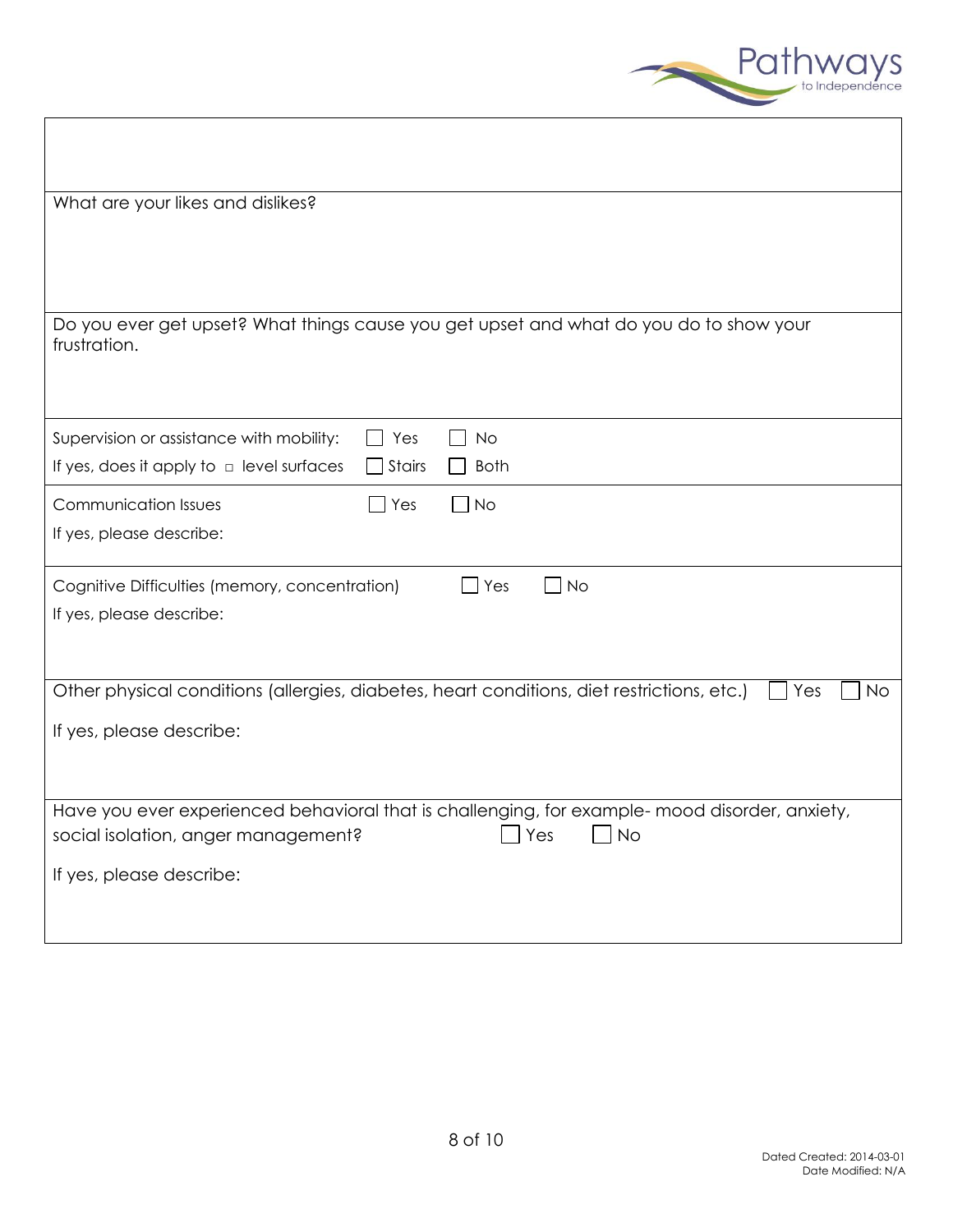What are your likes and dislikes?

Do you ever get upset? What things cause you get upset and what do you do to show your frustration.

Supervision or assistance with mobility: ☐ Yes ☐ No

If yes, does it apply to ☐ level surfaces ☐ Stairs ☐ Both

Communication Issues ☐ Yes ☐ No

If yes, please describe:

Cognitive Difficulties (memory, concentration) ☐ Yes ☐ No

If yes, please describe:

Other physical conditions (allergies, diabetes, heart conditions, diet restrictions, etc.) ☐ Yes ☐ No

If yes, please describe:

Have you ever experienced behavioral that is challenging, for example- mood disorder, anxiety, social isolation, anger management? ☐ Yes ☐ No

If yes, please describe:

Dated Created: 2014-03-01
Date Modified: N/A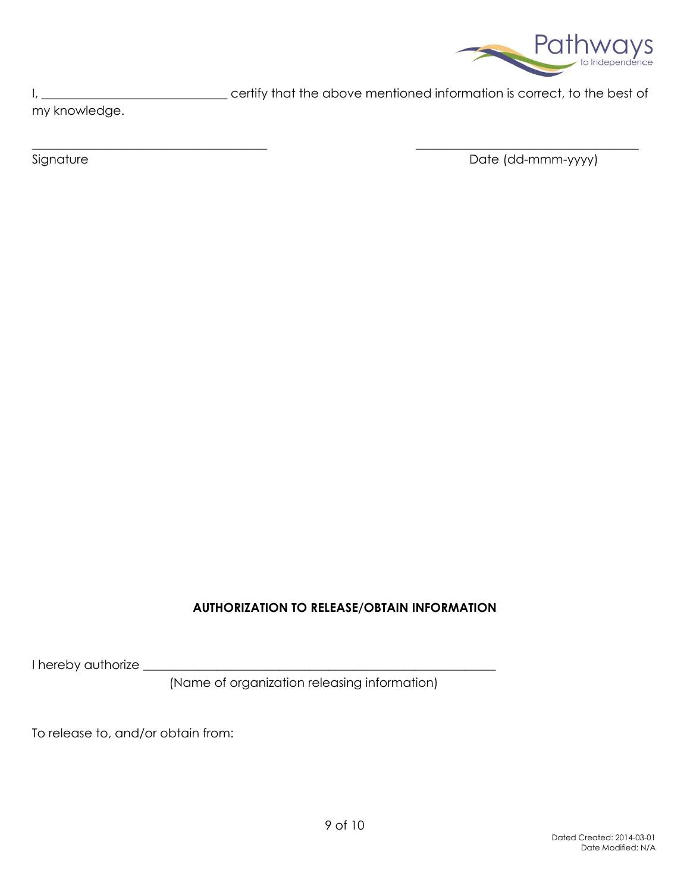I, ______________________________ certify that the above mentioned information is correct, to the best of my knowledge.

_______________________________________ _____________________________________

Signature Date (dd-mmm-yyyy)

**AUTHORIZATION TO RELEASE/OBTAIN INFORMATION**

I hereby authorize ___________________________________________________________
(Name of organization releasing information)

To release to, and/or obtain from:

Dated Created: 2014-03-01
Date Modified: N/A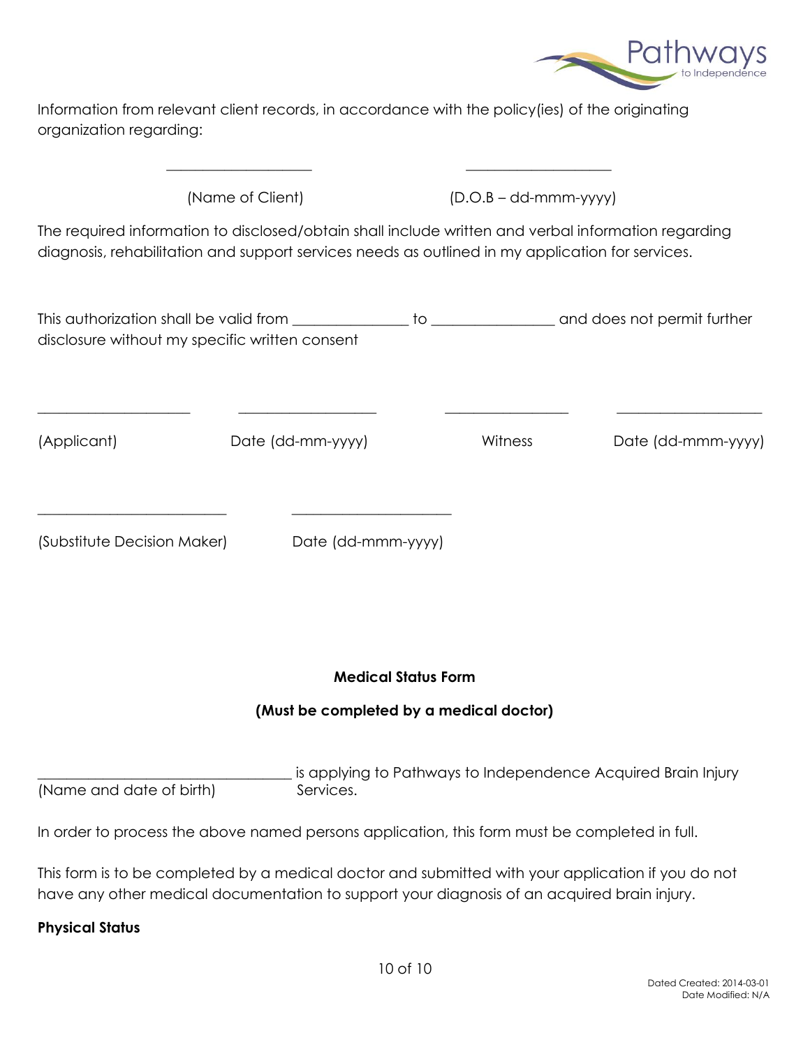Information from relevant client records, in accordance with the policy(ies) of the originating organization regarding:

____________________ ____________________

(Name of Client) (D.O.B – dd-mmm-yyyy)

The required information to disclosed/obtain shall include written and verbal information regarding diagnosis, rehabilitation and support services needs as outlined in my application for services.

This authorization shall be valid from _______________ to ________________ and does not permit further disclosure without my specific written consent

| ____________________ | ____________________ | ________________ | ____________________ |
|---|---|---|---|
| (Applicant) | Date (dd-mm-yyyy) | Witness | Date (dd-mmm-yyyy) |

| ________________________ | ____________________ |
|---|---|
| (Substitute Decision Maker) | Date (dd-mmm-yyyy) |

**Medical Status Form**

**(Must be completed by a medical doctor)**

_________________________________ is applying to Pathways to Independence Acquired Brain Injury Services.
(Name and date of birth)

In order to process the above named persons application, this form must be completed in full.

This form is to be completed by a medical doctor and submitted with your application if you do not have any other medical documentation to support your diagnosis of an acquired brain injury.

**Physical Status**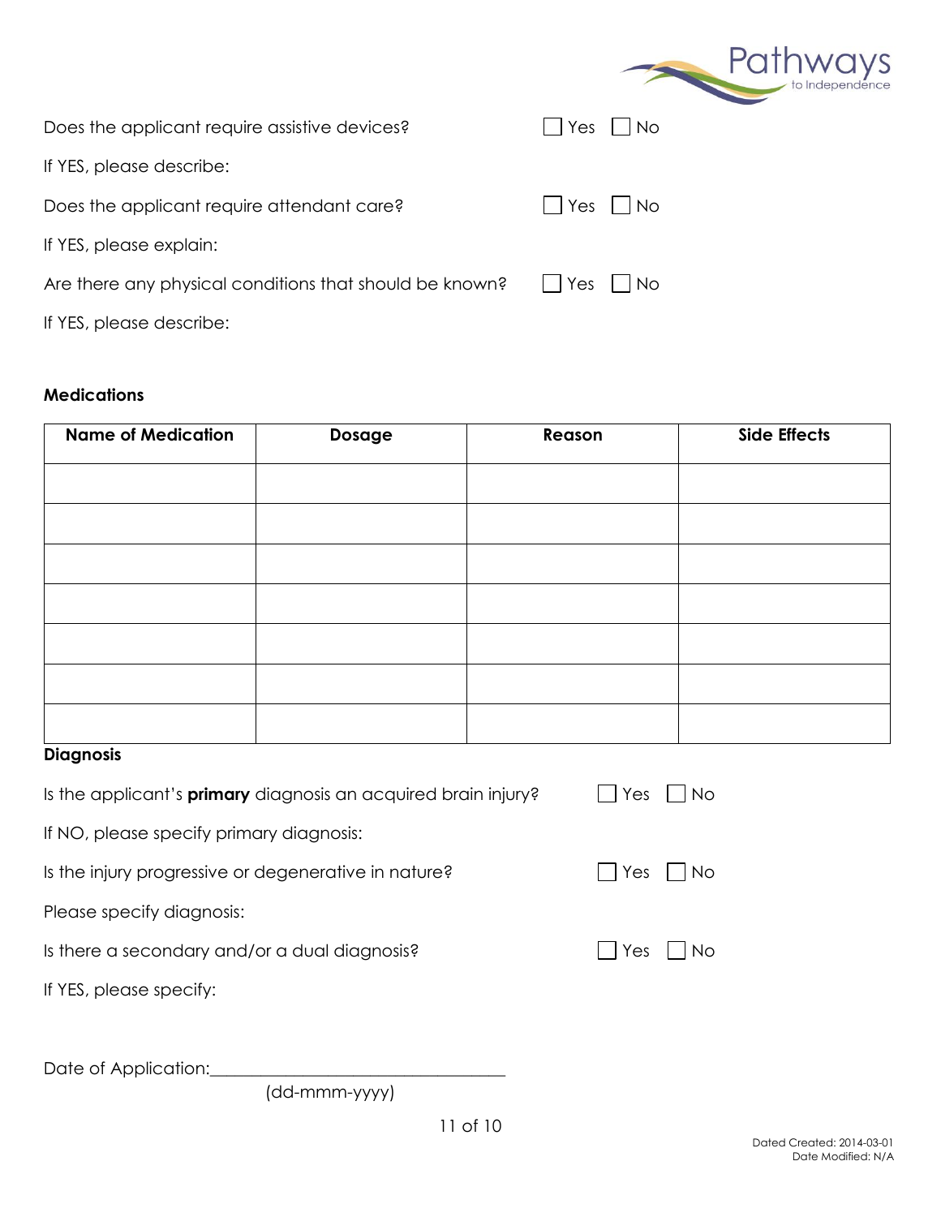Does the applicant require assistive devices? ☐ Yes ☐ No

If YES, please describe:

Does the applicant require attendant care? ☐ Yes ☐ No

If YES, please explain:

Are there any physical conditions that should be known? ☐ Yes ☐ No

If YES, please describe:

**Medications**

| Name of Medication | Dosage | Reason | Side Effects |
|---|---|---|---|
| | | | |
| | | | |
| | | | |
| | | | |
| | | | |
| | | | |
| | | | |

**Diagnosis**

Is the applicant's **primary** diagnosis an acquired brain injury? ☐ Yes ☐ No

If NO, please specify primary diagnosis:

Is the injury progressive or degenerative in nature? ☐ Yes ☐ No

Please specify diagnosis:

Is there a secondary and/or a dual diagnosis? ☐ Yes ☐ No

If YES, please specify:

Date of Application:___________________________________
(dd-mmm-yyyy)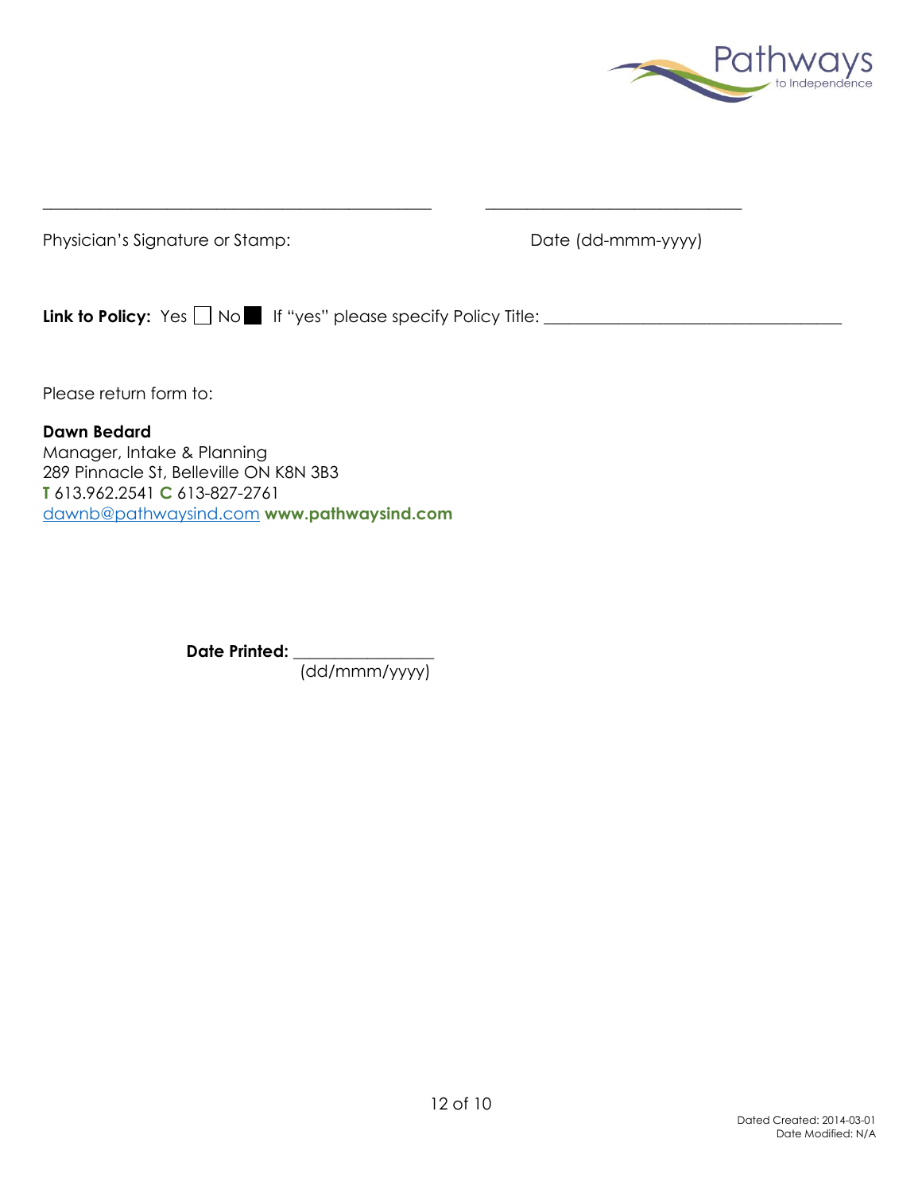_______________________________________________ ______________________________

Physician's Signature or Stamp: Date (dd-mmm-yyyy)

**Link to Policy:** Yes ☐ No ■ If "yes" please specify Policy Title: ___________________________________

Please return form to:

**Dawn Bedard**
Manager, Intake & Planning
289 Pinnacle St, Belleville ON K8N 3B3
**T** 613.962.2541 **C** 613-827-2761
dawnb@pathwaysind.com **www.pathwaysind.com**

**Date Printed:** _________________
(dd/mmm/yyyy)

Dated Created: 2014-03-01
Date Modified: N/A